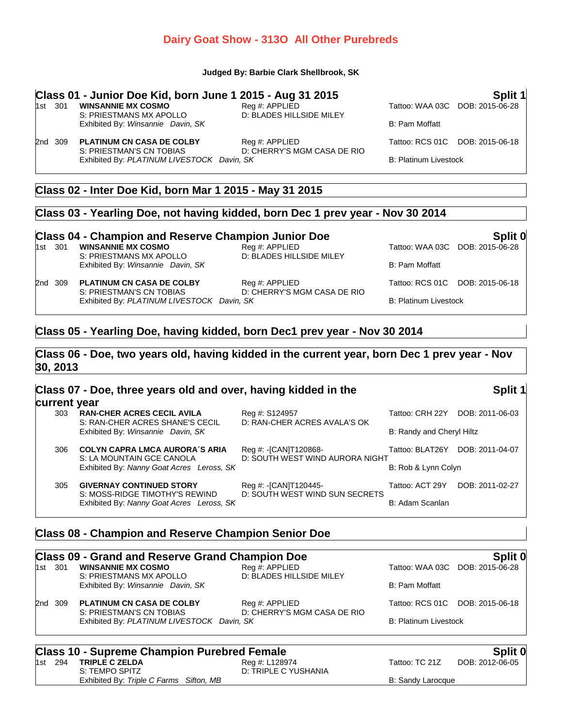# Dairy Goat Show - 313O All Other Purebreds

**Judged By: Barbie Clark Shellbrook, SK**

## Class 01 - Junior Doe Kid, born June 1 2015 - Aug 31 2015

**Split 1**

1st 301 **WINSANNIE MX COSMO** Reg #: APPLIED Tattoo: WAA 03C DOB: 2015-06-28
S: PRIESTMANS MX APOLLO D: BLADES HILLSIDE MILEY
Exhibited By: *Winsannie Davin, SK* B: Pam Moffatt

2nd 309 **PLATINUM CN CASA DE COLBY** Reg #: APPLIED Tattoo: RCS 01C DOB: 2015-06-18
S: PRIESTMAN'S CN TOBIAS D: CHERRY'S MGM CASA DE RIO
Exhibited By: *PLATINUM LIVESTOCK Davin, SK* B: Platinum Livestock

## Class 02 - Inter Doe Kid, born Mar 1 2015 - May 31 2015

## Class 03 - Yearling Doe, not having kidded, born Dec 1 prev year - Nov 30 2014

## Class 04 - Champion and Reserve Champion Junior Doe

**Split 0**

1st 301 **WINSANNIE MX COSMO** Reg #: APPLIED Tattoo: WAA 03C DOB: 2015-06-28
S: PRIESTMANS MX APOLLO D: BLADES HILLSIDE MILEY
Exhibited By: *Winsannie Davin, SK* B: Pam Moffatt

2nd 309 **PLATINUM CN CASA DE COLBY** Reg #: APPLIED Tattoo: RCS 01C DOB: 2015-06-18
S: PRIESTMAN'S CN TOBIAS D: CHERRY'S MGM CASA DE RIO
Exhibited By: *PLATINUM LIVESTOCK Davin, SK* B: Platinum Livestock

## Class 05 - Yearling Doe, having kidded, born Dec1 prev year - Nov 30 2014

## Class 06 - Doe, two years old, having kidded in the current year, born Dec 1 prev year - Nov 30, 2013

## Class 07 - Doe, three years old and over, having kidded in the current year

**Split 1**

303 **RAN-CHER ACRES CECIL AVILA** Reg #: S124957 Tattoo: CRH 22Y DOB: 2011-06-03
S: RAN-CHER ACRES SHANE'S CECIL D: RAN-CHER ACRES AVALA'S OK
Exhibited By: *Winsannie Davin, SK* B: Randy and Cheryl Hiltz

306 **COLYN CAPRA LMCA AURORA´S ARIA** Reg #: -[CAN]T120868- Tattoo: BLAT26Y DOB: 2011-04-07
S: LA MOUNTAIN GCE CANOLA D: SOUTH WEST WIND AURORA NIGHT
Exhibited By: *Nanny Goat Acres Leross, SK* B: Rob & Lynn Colyn

305 **GIVERNAY CONTINUED STORY** Reg #: -[CAN]T120445- Tattoo: ACT 29Y DOB: 2011-02-27
S: MOSS-RIDGE TIMOTHY'S REWIND D: SOUTH WEST WIND SUN SECRETS
Exhibited By: *Nanny Goat Acres Leross, SK* B: Adam Scanlan

## Class 08 - Champion and Reserve Champion Senior Doe

## Class 09 - Grand and Reserve Grand Champion Doe

**Split 0**

1st 301 **WINSANNIE MX COSMO** Reg #: APPLIED Tattoo: WAA 03C DOB: 2015-06-28
S: PRIESTMANS MX APOLLO D: BLADES HILLSIDE MILEY
Exhibited By: *Winsannie Davin, SK* B: Pam Moffatt

2nd 309 **PLATINUM CN CASA DE COLBY** Reg #: APPLIED Tattoo: RCS 01C DOB: 2015-06-18
S: PRIESTMAN'S CN TOBIAS D: CHERRY'S MGM CASA DE RIO
Exhibited By: *PLATINUM LIVESTOCK Davin, SK* B: Platinum Livestock

## Class 10 - Supreme Champion Purebred Female

**Split 0**

1st 294 **TRIPLE C ZELDA** Reg #: L128974 Tattoo: TC 21Z DOB: 2012-06-05
S: TEMPO SPITZ D: TRIPLE C YUSHANIA
Exhibited By: *Triple C Farms Sifton, MB* B: Sandy Larocque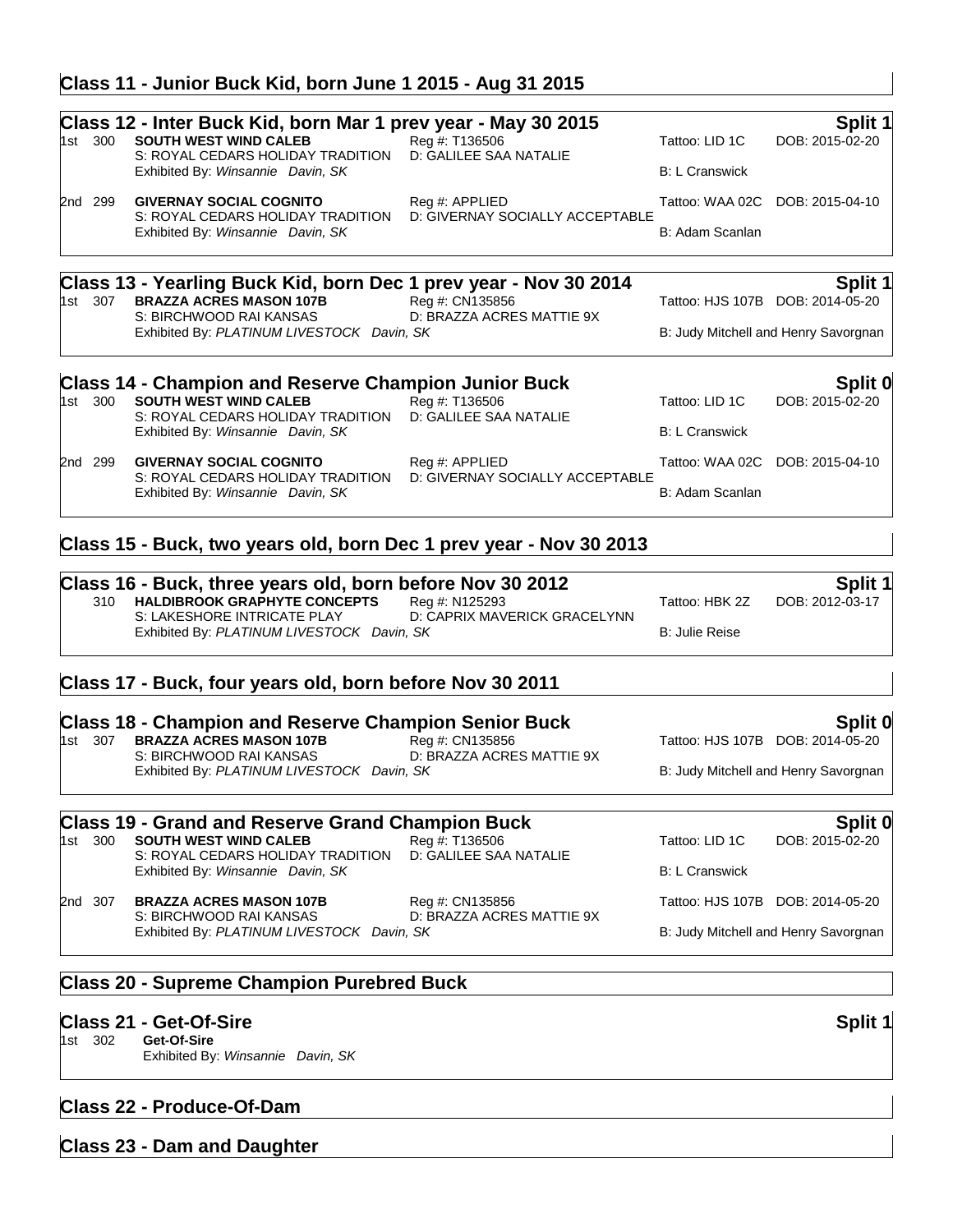## Class 11 - Junior Buck Kid, born June 1 2015 - Aug 31 2015

## Class 12 - Inter Buck Kid, born Mar 1 prev year - May 30 2015

**Split 1**

1st 300 **SOUTH WEST WIND CALEB** Reg #: T136506 Tattoo: LID 1C DOB: 2015-02-20
S: ROYAL CEDARS HOLIDAY TRADITION D: GALILEE SAA NATALIE
Exhibited By: *Winsannie Davin, SK* B: L Cranswick

2nd 299 **GIVERNAY SOCIAL COGNITO** Reg #: APPLIED Tattoo: WAA 02C DOB: 2015-04-10
S: ROYAL CEDARS HOLIDAY TRADITION D: GIVERNAY SOCIALLY ACCEPTABLE
Exhibited By: *Winsannie Davin, SK* B: Adam Scanlan

## Class 13 - Yearling Buck Kid, born Dec 1 prev year - Nov 30 2014

**Split 1**

1st 307 **BRAZZA ACRES MASON 107B** Reg #: CN135856 Tattoo: HJS 107B DOB: 2014-05-20
S: BIRCHWOOD RAI KANSAS D: BRAZZA ACRES MATTIE 9X
Exhibited By: *PLATINUM LIVESTOCK Davin, SK* B: Judy Mitchell and Henry Savorgnan

## Class 14 - Champion and Reserve Champion Junior Buck

**Split 0**

1st 300 **SOUTH WEST WIND CALEB** Reg #: T136506 Tattoo: LID 1C DOB: 2015-02-20
S: ROYAL CEDARS HOLIDAY TRADITION D: GALILEE SAA NATALIE
Exhibited By: *Winsannie Davin, SK* B: L Cranswick

2nd 299 **GIVERNAY SOCIAL COGNITO** Reg #: APPLIED Tattoo: WAA 02C DOB: 2015-04-10
S: ROYAL CEDARS HOLIDAY TRADITION D: GIVERNAY SOCIALLY ACCEPTABLE
Exhibited By: *Winsannie Davin, SK* B: Adam Scanlan

## Class 15 - Buck, two years old, born Dec 1 prev year - Nov 30 2013

## Class 16 - Buck, three years old, born before Nov 30 2012

**Split 1**

310 **HALDIBROOK GRAPHYTE CONCEPTS** Reg #: N125293 Tattoo: HBK 2Z DOB: 2012-03-17
S: LAKESHORE INTRICATE PLAY D: CAPRIX MAVERICK GRACELYNN
Exhibited By: *PLATINUM LIVESTOCK Davin, SK* B: Julie Reise

## Class 17 - Buck, four years old, born before Nov 30 2011

## Class 18 - Champion and Reserve Champion Senior Buck

**Split 0**

1st 307 **BRAZZA ACRES MASON 107B** Reg #: CN135856 Tattoo: HJS 107B DOB: 2014-05-20
S: BIRCHWOOD RAI KANSAS D: BRAZZA ACRES MATTIE 9X
Exhibited By: *PLATINUM LIVESTOCK Davin, SK* B: Judy Mitchell and Henry Savorgnan

## Class 19 - Grand and Reserve Grand Champion Buck

**Split 0**

1st 300 **SOUTH WEST WIND CALEB** Reg #: T136506 Tattoo: LID 1C DOB: 2015-02-20
S: ROYAL CEDARS HOLIDAY TRADITION D: GALILEE SAA NATALIE
Exhibited By: *Winsannie Davin, SK* B: L Cranswick

2nd 307 **BRAZZA ACRES MASON 107B** Reg #: CN135856 Tattoo: HJS 107B DOB: 2014-05-20
S: BIRCHWOOD RAI KANSAS D: BRAZZA ACRES MATTIE 9X
Exhibited By: *PLATINUM LIVESTOCK Davin, SK* B: Judy Mitchell and Henry Savorgnan

## Class 20 - Supreme Champion Purebred Buck

## Class 21 - Get-Of-Sire

**Split 1**

1st 302 **Get-Of-Sire**
Exhibited By: *Winsannie Davin, SK*

## Class 22 - Produce-Of-Dam

## Class 23 - Dam and Daughter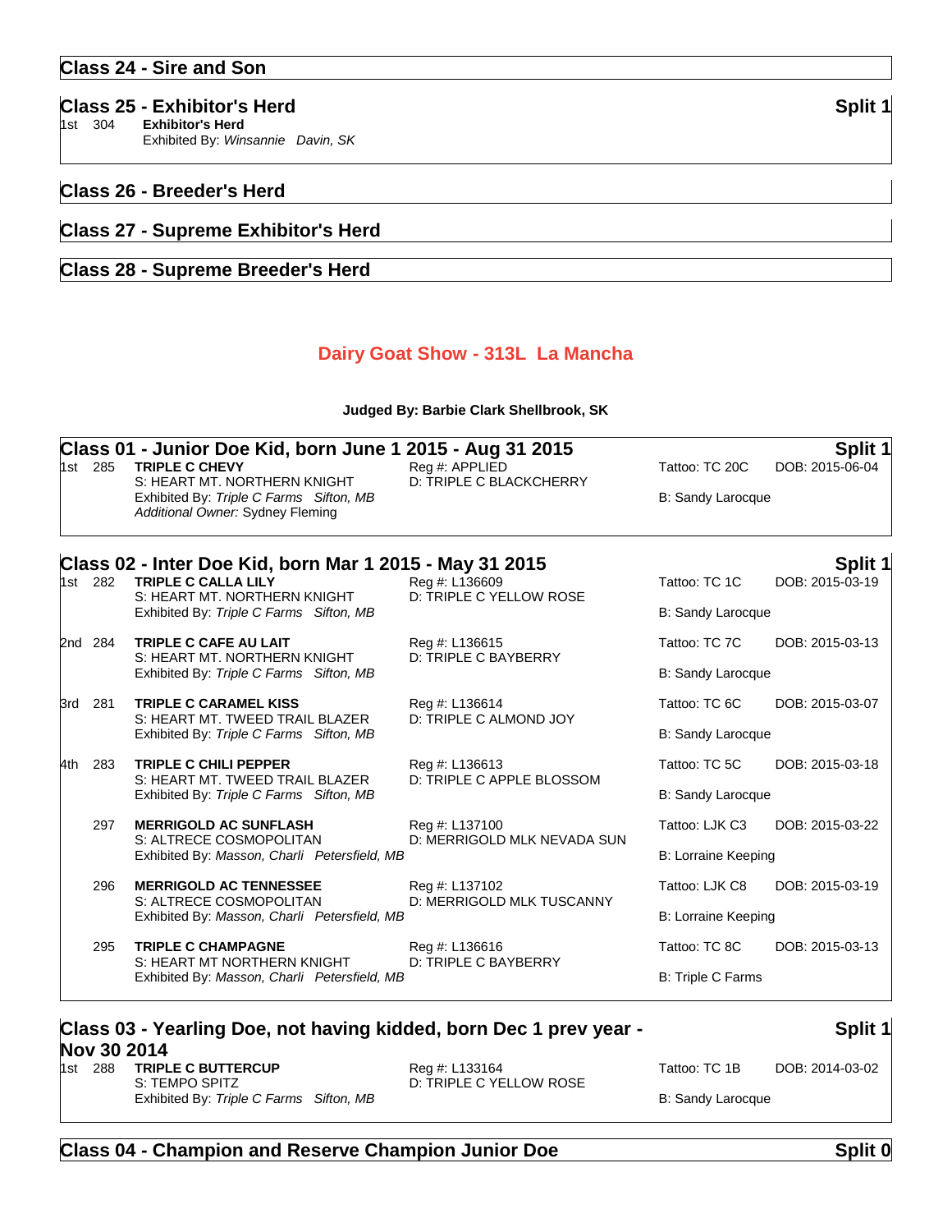## Class 24 - Sire and Son

## Class 25 - Exhibitor's Herd — Split 1

1st 304 **Exhibitor's Herd**
Exhibited By: *Winsannie Davin, SK*

## Class 26 - Breeder's Herd

## Class 27 - Supreme Exhibitor's Herd

## Class 28 - Supreme Breeder's Herd

# Dairy Goat Show - 313L La Mancha

**Judged By: Barbie Clark Shellbrook, SK**

## Class 01 - Junior Doe Kid, born June 1 2015 - Aug 31 2015 — Split 1

1st 285 **TRIPLE C CHEVY** — Reg #: APPLIED — Tattoo: TC 20C — DOB: 2015-06-04
S: HEART MT. NORTHERN KNIGHT — D: TRIPLE C BLACKCHERRY
Exhibited By: *Triple C Farms Sifton, MB* — B: Sandy Larocque
*Additional Owner:* Sydney Fleming

## Class 02 - Inter Doe Kid, born Mar 1 2015 - May 31 2015 — Split 1

1st 282 **TRIPLE C CALLA LILY** — Reg #: L136609 — Tattoo: TC 1C — DOB: 2015-03-19
S: HEART MT. NORTHERN KNIGHT — D: TRIPLE C YELLOW ROSE
Exhibited By: *Triple C Farms Sifton, MB* — B: Sandy Larocque

2nd 284 **TRIPLE C CAFE AU LAIT** — Reg #: L136615 — Tattoo: TC 7C — DOB: 2015-03-13
S: HEART MT. NORTHERN KNIGHT — D: TRIPLE C BAYBERRY
Exhibited By: *Triple C Farms Sifton, MB* — B: Sandy Larocque

3rd 281 **TRIPLE C CARAMEL KISS** — Reg #: L136614 — Tattoo: TC 6C — DOB: 2015-03-07
S: HEART MT. TWEED TRAIL BLAZER — D: TRIPLE C ALMOND JOY
Exhibited By: *Triple C Farms Sifton, MB* — B: Sandy Larocque

4th 283 **TRIPLE C CHILI PEPPER** — Reg #: L136613 — Tattoo: TC 5C — DOB: 2015-03-18
S: HEART MT. TWEED TRAIL BLAZER — D: TRIPLE C APPLE BLOSSOM
Exhibited By: *Triple C Farms Sifton, MB* — B: Sandy Larocque

297 **MERRIGOLD AC SUNFLASH** — Reg #: L137100 — Tattoo: LJK C3 — DOB: 2015-03-22
S: ALTRECE COSMOPOLITAN — D: MERRIGOLD MLK NEVADA SUN
Exhibited By: *Masson, Charli Petersfield, MB* — B: Lorraine Keeping

296 **MERRIGOLD AC TENNESSEE** — Reg #: L137102 — Tattoo: LJK C8 — DOB: 2015-03-19
S: ALTRECE COSMOPOLITAN — D: MERRIGOLD MLK TUSCANNY
Exhibited By: *Masson, Charli Petersfield, MB* — B: Lorraine Keeping

295 **TRIPLE C CHAMPAGNE** — Reg #: L136616 — Tattoo: TC 8C — DOB: 2015-03-13
S: HEART MT NORTHERN KNIGHT — D: TRIPLE C BAYBERRY
Exhibited By: *Masson, Charli Petersfield, MB* — B: Triple C Farms

## Class 03 - Yearling Doe, not having kidded, born Dec 1 prev year - Nov 30 2014 — Split 1

1st 288 **TRIPLE C BUTTERCUP** — Reg #: L133164 — Tattoo: TC 1B — DOB: 2014-03-02
S: TEMPO SPITZ — D: TRIPLE C YELLOW ROSE
Exhibited By: *Triple C Farms Sifton, MB* — B: Sandy Larocque

## Class 04 - Champion and Reserve Champion Junior Doe — Split 0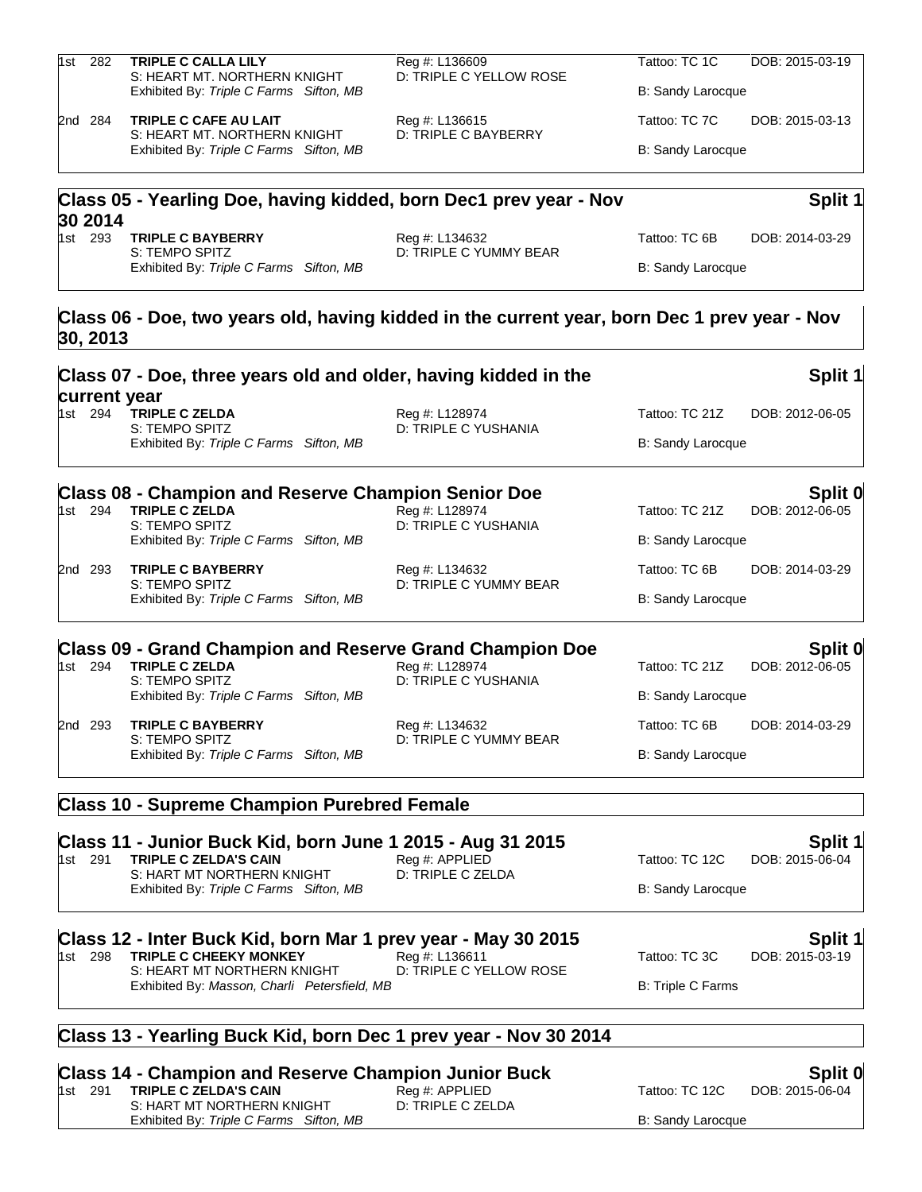1st 282 **TRIPLE C CALLA LILY** Reg #: L136609 Tattoo: TC 1C DOB: 2015-03-19
S: HEART MT. NORTHERN KNIGHT D: TRIPLE C YELLOW ROSE
Exhibited By: *Triple C Farms Sifton, MB* B: Sandy Larocque

2nd 284 **TRIPLE C CAFE AU LAIT** Reg #: L136615 Tattoo: TC 7C DOB: 2015-03-13
S: HEART MT. NORTHERN KNIGHT D: TRIPLE C BAYBERRY
Exhibited By: *Triple C Farms Sifton, MB* B: Sandy Larocque

## Class 05 - Yearling Doe, having kidded, born Dec1 prev year - Nov 30 2014 — Split 1

1st 293 **TRIPLE C BAYBERRY** Reg #: L134632 Tattoo: TC 6B DOB: 2014-03-29
S: TEMPO SPITZ D: TRIPLE C YUMMY BEAR
Exhibited By: *Triple C Farms Sifton, MB* B: Sandy Larocque

## Class 06 - Doe, two years old, having kidded in the current year, born Dec 1 prev year - Nov 30, 2013

## Class 07 - Doe, three years old and older, having kidded in the current year — Split 1

1st 294 **TRIPLE C ZELDA** Reg #: L128974 Tattoo: TC 21Z DOB: 2012-06-05
S: TEMPO SPITZ D: TRIPLE C YUSHANIA
Exhibited By: *Triple C Farms Sifton, MB* B: Sandy Larocque

## Class 08 - Champion and Reserve Champion Senior Doe — Split 0

1st 294 **TRIPLE C ZELDA** Reg #: L128974 Tattoo: TC 21Z DOB: 2012-06-05
S: TEMPO SPITZ D: TRIPLE C YUSHANIA
Exhibited By: *Triple C Farms Sifton, MB* B: Sandy Larocque

2nd 293 **TRIPLE C BAYBERRY** Reg #: L134632 Tattoo: TC 6B DOB: 2014-03-29
S: TEMPO SPITZ D: TRIPLE C YUMMY BEAR
Exhibited By: *Triple C Farms Sifton, MB* B: Sandy Larocque

## Class 09 - Grand Champion and Reserve Grand Champion Doe — Split 0

1st 294 **TRIPLE C ZELDA** Reg #: L128974 Tattoo: TC 21Z DOB: 2012-06-05
S: TEMPO SPITZ D: TRIPLE C YUSHANIA
Exhibited By: *Triple C Farms Sifton, MB* B: Sandy Larocque

2nd 293 **TRIPLE C BAYBERRY** Reg #: L134632 Tattoo: TC 6B DOB: 2014-03-29
S: TEMPO SPITZ D: TRIPLE C YUMMY BEAR
Exhibited By: *Triple C Farms Sifton, MB* B: Sandy Larocque

## Class 10 - Supreme Champion Purebred Female

## Class 11 - Junior Buck Kid, born June 1 2015 - Aug 31 2015 — Split 1

1st 291 **TRIPLE C ZELDA'S CAIN** Reg #: APPLIED Tattoo: TC 12C DOB: 2015-06-04
S: HART MT NORTHERN KNIGHT D: TRIPLE C ZELDA
Exhibited By: *Triple C Farms Sifton, MB* B: Sandy Larocque

## Class 12 - Inter Buck Kid, born Mar 1 prev year - May 30 2015 — Split 1

1st 298 **TRIPLE C CHEEKY MONKEY** Reg #: L136611 Tattoo: TC 3C DOB: 2015-03-19
S: HEART MT NORTHERN KNIGHT D: TRIPLE C YELLOW ROSE
Exhibited By: *Masson, Charli Petersfield, MB* B: Triple C Farms

## Class 13 - Yearling Buck Kid, born Dec 1 prev year - Nov 30 2014

## Class 14 - Champion and Reserve Champion Junior Buck — Split 0

1st 291 **TRIPLE C ZELDA'S CAIN** Reg #: APPLIED Tattoo: TC 12C DOB: 2015-06-04
S: HART MT NORTHERN KNIGHT D: TRIPLE C ZELDA
Exhibited By: *Triple C Farms Sifton, MB* B: Sandy Larocque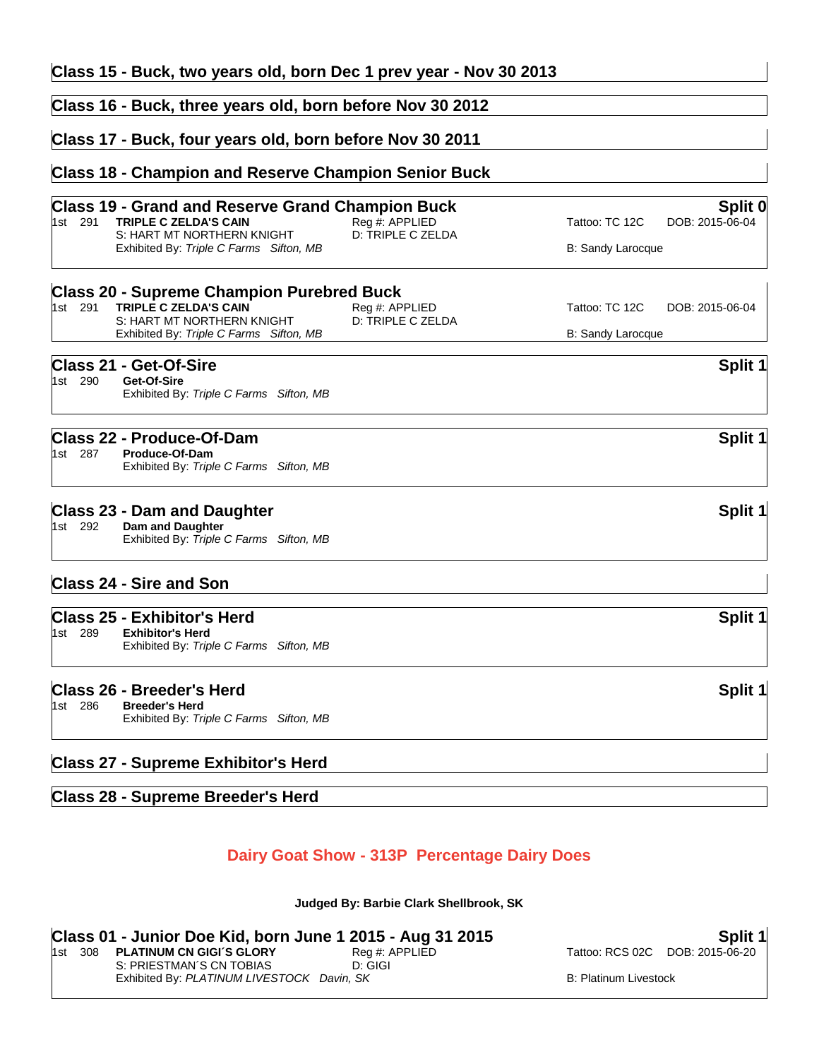## Class 15 - Buck, two years old, born Dec 1 prev year - Nov 30 2013

## Class 16 - Buck, three years old, born before Nov 30 2012

## Class 17 - Buck, four years old, born before Nov 30 2011

## Class 18 - Champion and Reserve Champion Senior Buck

## Class 19 - Grand and Reserve Grand Champion Buck

**Split 0**

1st 291 **TRIPLE C ZELDA'S CAIN** Reg #: APPLIED Tattoo: TC 12C DOB: 2015-06-04
S: HART MT NORTHERN KNIGHT D: TRIPLE C ZELDA
Exhibited By: *Triple C Farms Sifton, MB* B: Sandy Larocque

## Class 20 - Supreme Champion Purebred Buck

1st 291 **TRIPLE C ZELDA'S CAIN** Reg #: APPLIED Tattoo: TC 12C DOB: 2015-06-04
S: HART MT NORTHERN KNIGHT D: TRIPLE C ZELDA
Exhibited By: *Triple C Farms Sifton, MB* B: Sandy Larocque

## Class 21 - Get-Of-Sire

**Split 1**

1st 290 **Get-Of-Sire**
Exhibited By: *Triple C Farms Sifton, MB*

## Class 22 - Produce-Of-Dam

**Split 1**

1st 287 **Produce-Of-Dam**
Exhibited By: *Triple C Farms Sifton, MB*

## Class 23 - Dam and Daughter

**Split 1**

1st 292 **Dam and Daughter**
Exhibited By: *Triple C Farms Sifton, MB*

## Class 24 - Sire and Son

## Class 25 - Exhibitor's Herd

**Split 1**

1st 289 **Exhibitor's Herd**
Exhibited By: *Triple C Farms Sifton, MB*

## Class 26 - Breeder's Herd

**Split 1**

1st 286 **Breeder's Herd**
Exhibited By: *Triple C Farms Sifton, MB*

## Class 27 - Supreme Exhibitor's Herd

## Class 28 - Supreme Breeder's Herd

# Dairy Goat Show - 313P Percentage Dairy Does

**Judged By: Barbie Clark Shellbrook, SK**

## Class 01 - Junior Doe Kid, born June 1 2015 - Aug 31 2015

**Split 1**

1st 308 **PLATINUM CN GIGI´S GLORY** Reg #: APPLIED Tattoo: RCS 02C DOB: 2015-06-20
S: PRIESTMAN´S CN TOBIAS D: GIGI
Exhibited By: *PLATINUM LIVESTOCK Davin, SK* B: Platinum Livestock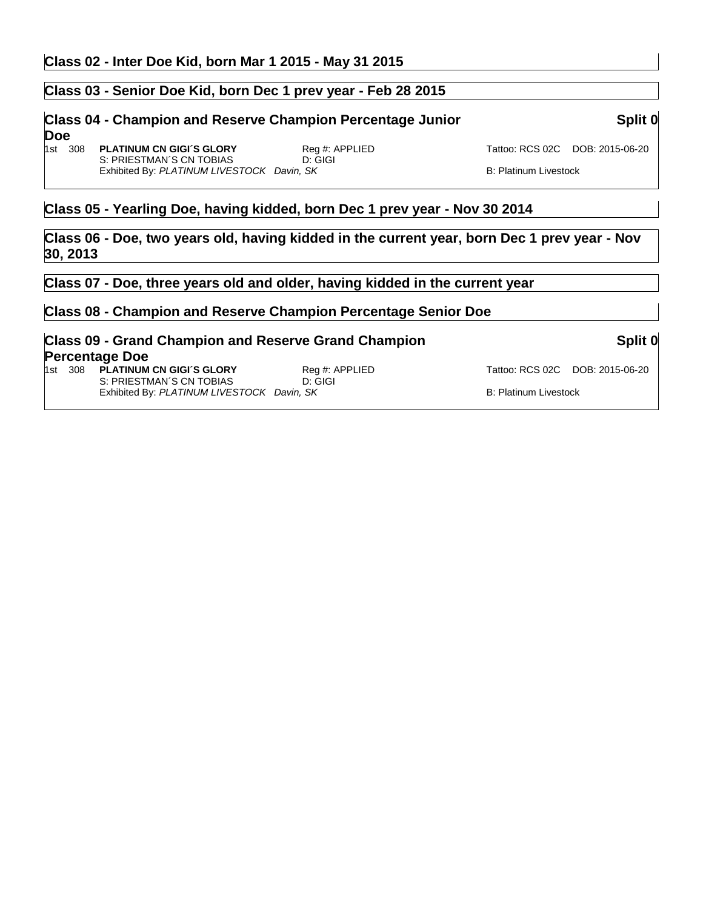### Class 02 - Inter Doe Kid, born Mar 1 2015 - May 31 2015

### Class 03 - Senior Doe Kid, born Dec 1 prev year - Feb 28 2015

### Class 04 - Champion and Reserve Champion Percentage Junior Doe — Split 0

1st 308 **PLATINUM CN GIGI´S GLORY** Reg #: APPLIED Tattoo: RCS 02C DOB: 2015-06-20
S: PRIESTMAN´S CN TOBIAS D: GIGI
Exhibited By: *PLATINUM LIVESTOCK Davin, SK* B: Platinum Livestock

### Class 05 - Yearling Doe, having kidded, born Dec 1 prev year - Nov 30 2014

### Class 06 - Doe, two years old, having kidded in the current year, born Dec 1 prev year - Nov 30, 2013

### Class 07 - Doe, three years old and older, having kidded in the current year

### Class 08 - Champion and Reserve Champion Percentage Senior Doe

### Class 09 - Grand Champion and Reserve Grand Champion Percentage Doe — Split 0

1st 308 **PLATINUM CN GIGI´S GLORY** Reg #: APPLIED Tattoo: RCS 02C DOB: 2015-06-20
S: PRIESTMAN´S CN TOBIAS D: GIGI
Exhibited By: *PLATINUM LIVESTOCK Davin, SK* B: Platinum Livestock